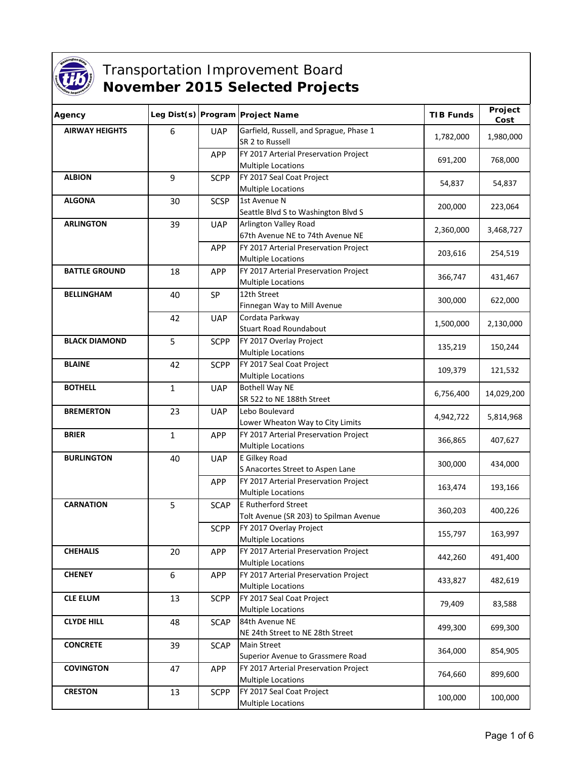# Transportation Improvement Board
## November 2015 Selected Projects

| Agency | Leg Dist(s) | Program | Project Name | TIB Funds | Project Cost |
|---|---|---|---|---|---|
| AIRWAY HEIGHTS | 6 | UAP | Garfield, Russell, and Sprague, Phase 1<br>SR 2 to Russell | 1,782,000 | 1,980,000 |
| | | APP | FY 2017 Arterial Preservation Project<br>Multiple Locations | 691,200 | 768,000 |
| ALBION | 9 | SCPP | FY 2017 Seal Coat Project<br>Multiple Locations | 54,837 | 54,837 |
| ALGONA | 30 | SCSP | 1st Avenue N<br>Seattle Blvd S to Washington Blvd S | 200,000 | 223,064 |
| ARLINGTON | 39 | UAP | Arlington Valley Road<br>67th Avenue NE to 74th Avenue NE | 2,360,000 | 3,468,727 |
| | | APP | FY 2017 Arterial Preservation Project<br>Multiple Locations | 203,616 | 254,519 |
| BATTLE GROUND | 18 | APP | FY 2017 Arterial Preservation Project<br>Multiple Locations | 366,747 | 431,467 |
| BELLINGHAM | 40 | SP | 12th Street<br>Finnegan Way to Mill Avenue | 300,000 | 622,000 |
| | 42 | UAP | Cordata Parkway<br>Stuart Road Roundabout | 1,500,000 | 2,130,000 |
| BLACK DIAMOND | 5 | SCPP | FY 2017 Overlay Project<br>Multiple Locations | 135,219 | 150,244 |
| BLAINE | 42 | SCPP | FY 2017 Seal Coat Project<br>Multiple Locations | 109,379 | 121,532 |
| BOTHELL | 1 | UAP | Bothell Way NE<br>SR 522 to NE 188th Street | 6,756,400 | 14,029,200 |
| BREMERTON | 23 | UAP | Lebo Boulevard<br>Lower Wheaton Way to City Limits | 4,942,722 | 5,814,968 |
| BRIER | 1 | APP | FY 2017 Arterial Preservation Project<br>Multiple Locations | 366,865 | 407,627 |
| BURLINGTON | 40 | UAP | E Gilkey Road<br>S Anacortes Street to Aspen Lane | 300,000 | 434,000 |
| | | APP | FY 2017 Arterial Preservation Project<br>Multiple Locations | 163,474 | 193,166 |
| CARNATION | 5 | SCAP | E Rutherford Street<br>Tolt Avenue (SR 203) to Spilman Avenue | 360,203 | 400,226 |
| | | SCPP | FY 2017 Overlay Project<br>Multiple Locations | 155,797 | 163,997 |
| CHEHALIS | 20 | APP | FY 2017 Arterial Preservation Project<br>Multiple Locations | 442,260 | 491,400 |
| CHENEY | 6 | APP | FY 2017 Arterial Preservation Project<br>Multiple Locations | 433,827 | 482,619 |
| CLE ELUM | 13 | SCPP | FY 2017 Seal Coat Project<br>Multiple Locations | 79,409 | 83,588 |
| CLYDE HILL | 48 | SCAP | 84th Avenue NE<br>NE 24th Street to NE 28th Street | 499,300 | 699,300 |
| CONCRETE | 39 | SCAP | Main Street<br>Superior Avenue to Grassmere Road | 364,000 | 854,905 |
| COVINGTON | 47 | APP | FY 2017 Arterial Preservation Project<br>Multiple Locations | 764,660 | 899,600 |
| CRESTON | 13 | SCPP | FY 2017 Seal Coat Project<br>Multiple Locations | 100,000 | 100,000 |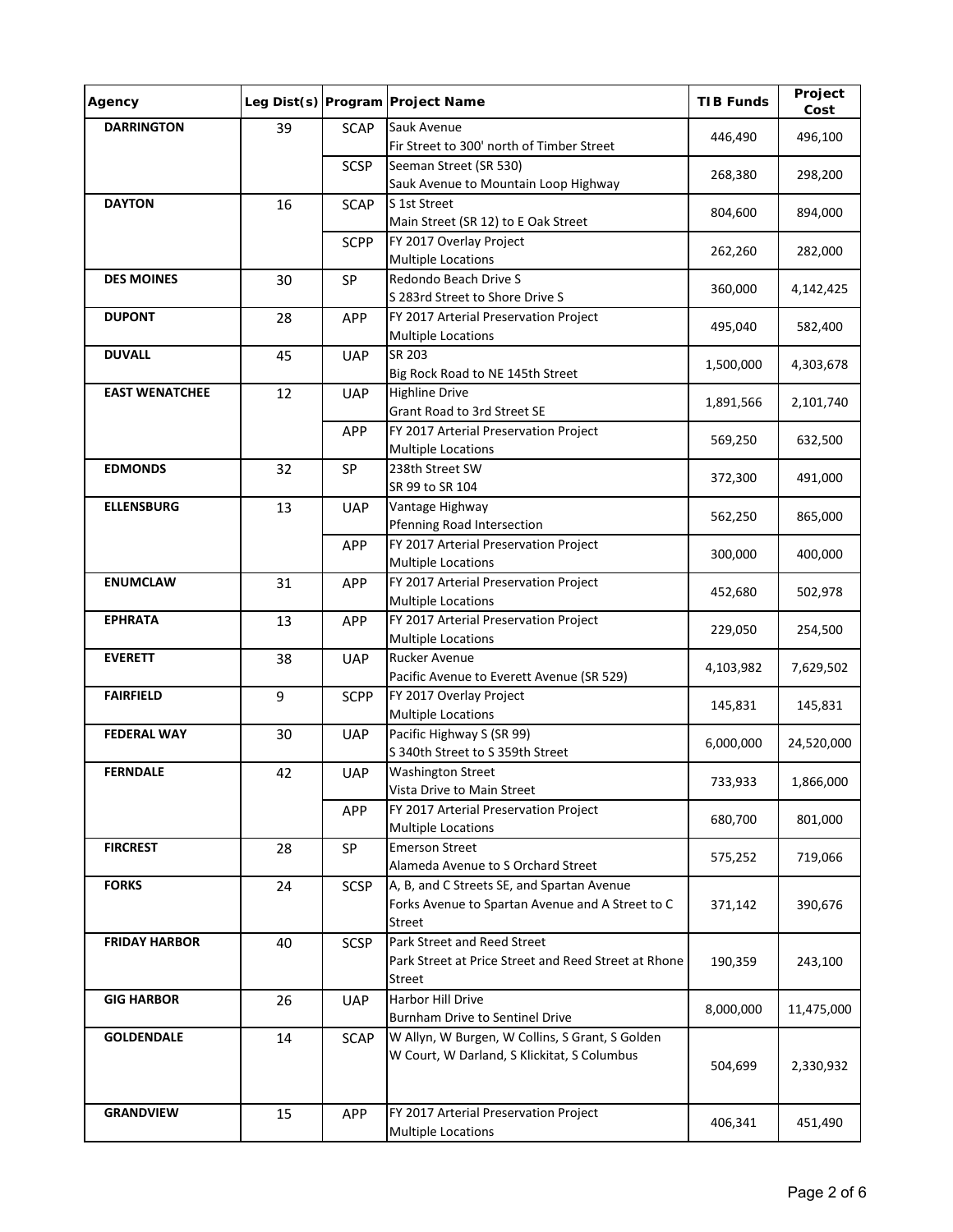| Agency | Leg Dist(s) | Program | Project Name | TIB Funds | Project Cost |
|---|---|---|---|---|---|
| DARRINGTON | 39 | SCAP | Sauk Avenue<br>Fir Street to 300' north of Timber Street | 446,490 | 496,100 |
| | | SCSP | Seeman Street (SR 530)<br>Sauk Avenue to Mountain Loop Highway | 268,380 | 298,200 |
| DAYTON | 16 | SCAP | S 1st Street<br>Main Street (SR 12) to E Oak Street | 804,600 | 894,000 |
| | | SCPP | FY 2017 Overlay Project<br>Multiple Locations | 262,260 | 282,000 |
| DES MOINES | 30 | SP | Redondo Beach Drive S<br>S 283rd Street to Shore Drive S | 360,000 | 4,142,425 |
| DUPONT | 28 | APP | FY 2017 Arterial Preservation Project<br>Multiple Locations | 495,040 | 582,400 |
| DUVALL | 45 | UAP | SR 203<br>Big Rock Road to NE 145th Street | 1,500,000 | 4,303,678 |
| EAST WENATCHEE | 12 | UAP | Highline Drive<br>Grant Road to 3rd Street SE | 1,891,566 | 2,101,740 |
| | | APP | FY 2017 Arterial Preservation Project<br>Multiple Locations | 569,250 | 632,500 |
| EDMONDS | 32 | SP | 238th Street SW<br>SR 99 to SR 104 | 372,300 | 491,000 |
| ELLENSBURG | 13 | UAP | Vantage Highway<br>Pfenning Road Intersection | 562,250 | 865,000 |
| | | APP | FY 2017 Arterial Preservation Project<br>Multiple Locations | 300,000 | 400,000 |
| ENUMCLAW | 31 | APP | FY 2017 Arterial Preservation Project<br>Multiple Locations | 452,680 | 502,978 |
| EPHRATA | 13 | APP | FY 2017 Arterial Preservation Project<br>Multiple Locations | 229,050 | 254,500 |
| EVERETT | 38 | UAP | Rucker Avenue<br>Pacific Avenue to Everett Avenue (SR 529) | 4,103,982 | 7,629,502 |
| FAIRFIELD | 9 | SCPP | FY 2017 Overlay Project<br>Multiple Locations | 145,831 | 145,831 |
| FEDERAL WAY | 30 | UAP | Pacific Highway S (SR 99)<br>S 340th Street to S 359th Street | 6,000,000 | 24,520,000 |
| FERNDALE | 42 | UAP | Washington Street<br>Vista Drive to Main Street | 733,933 | 1,866,000 |
| | | APP | FY 2017 Arterial Preservation Project<br>Multiple Locations | 680,700 | 801,000 |
| FIRCREST | 28 | SP | Emerson Street<br>Alameda Avenue to S Orchard Street | 575,252 | 719,066 |
| FORKS | 24 | SCSP | A, B, and C Streets SE, and Spartan Avenue<br>Forks Avenue to Spartan Avenue and A Street to C Street | 371,142 | 390,676 |
| FRIDAY HARBOR | 40 | SCSP | Park Street and Reed Street<br>Park Street at Price Street and Reed Street at Rhone Street | 190,359 | 243,100 |
| GIG HARBOR | 26 | UAP | Harbor Hill Drive<br>Burnham Drive to Sentinel Drive | 8,000,000 | 11,475,000 |
| GOLDENDALE | 14 | SCAP | W Allyn, W Burgen, W Collins, S Grant, S Golden<br>W Court, W Darland, S Klickitat, S Columbus | 504,699 | 2,330,932 |
| GRANDVIEW | 15 | APP | FY 2017 Arterial Preservation Project<br>Multiple Locations | 406,341 | 451,490 |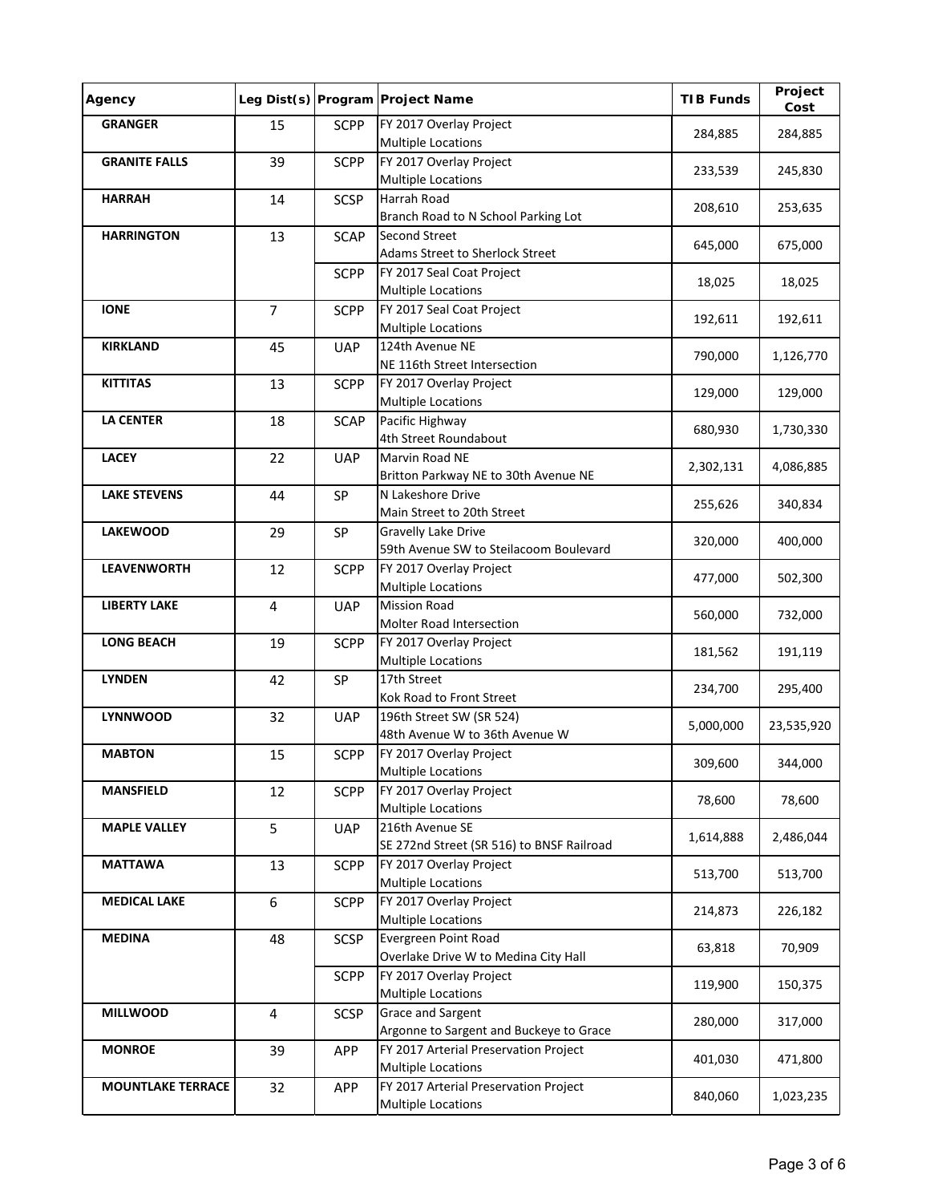| Agency | Leg Dist(s) | Program | Project Name | TIB Funds | Project Cost |
|---|---|---|---|---|---|
| GRANGER | 15 | SCPP | FY 2017 Overlay Project<br>Multiple Locations | 284,885 | 284,885 |
| GRANITE FALLS | 39 | SCPP | FY 2017 Overlay Project<br>Multiple Locations | 233,539 | 245,830 |
| HARRAH | 14 | SCSP | Harrah Road<br>Branch Road to N School Parking Lot | 208,610 | 253,635 |
| HARRINGTON | 13 | SCAP | Second Street<br>Adams Street to Sherlock Street | 645,000 | 675,000 |
| | | SCPP | FY 2017 Seal Coat Project<br>Multiple Locations | 18,025 | 18,025 |
| IONE | 7 | SCPP | FY 2017 Seal Coat Project<br>Multiple Locations | 192,611 | 192,611 |
| KIRKLAND | 45 | UAP | 124th Avenue NE<br>NE 116th Street Intersection | 790,000 | 1,126,770 |
| KITTITAS | 13 | SCPP | FY 2017 Overlay Project<br>Multiple Locations | 129,000 | 129,000 |
| LA CENTER | 18 | SCAP | Pacific Highway<br>4th Street Roundabout | 680,930 | 1,730,330 |
| LACEY | 22 | UAP | Marvin Road NE<br>Britton Parkway NE to 30th Avenue NE | 2,302,131 | 4,086,885 |
| LAKE STEVENS | 44 | SP | N Lakeshore Drive<br>Main Street to 20th Street | 255,626 | 340,834 |
| LAKEWOOD | 29 | SP | Gravelly Lake Drive<br>59th Avenue SW to Steilacoom Boulevard | 320,000 | 400,000 |
| LEAVENWORTH | 12 | SCPP | FY 2017 Overlay Project<br>Multiple Locations | 477,000 | 502,300 |
| LIBERTY LAKE | 4 | UAP | Mission Road<br>Molter Road Intersection | 560,000 | 732,000 |
| LONG BEACH | 19 | SCPP | FY 2017 Overlay Project<br>Multiple Locations | 181,562 | 191,119 |
| LYNDEN | 42 | SP | 17th Street<br>Kok Road to Front Street | 234,700 | 295,400 |
| LYNNWOOD | 32 | UAP | 196th Street SW (SR 524)<br>48th Avenue W to 36th Avenue W | 5,000,000 | 23,535,920 |
| MABTON | 15 | SCPP | FY 2017 Overlay Project<br>Multiple Locations | 309,600 | 344,000 |
| MANSFIELD | 12 | SCPP | FY 2017 Overlay Project<br>Multiple Locations | 78,600 | 78,600 |
| MAPLE VALLEY | 5 | UAP | 216th Avenue SE<br>SE 272nd Street (SR 516) to BNSF Railroad | 1,614,888 | 2,486,044 |
| MATTAWA | 13 | SCPP | FY 2017 Overlay Project<br>Multiple Locations | 513,700 | 513,700 |
| MEDICAL LAKE | 6 | SCPP | FY 2017 Overlay Project<br>Multiple Locations | 214,873 | 226,182 |
| MEDINA | 48 | SCSP | Evergreen Point Road<br>Overlake Drive W to Medina City Hall | 63,818 | 70,909 |
| | | SCPP | FY 2017 Overlay Project<br>Multiple Locations | 119,900 | 150,375 |
| MILLWOOD | 4 | SCSP | Grace and Sargent<br>Argonne to Sargent and Buckeye to Grace | 280,000 | 317,000 |
| MONROE | 39 | APP | FY 2017 Arterial Preservation Project<br>Multiple Locations | 401,030 | 471,800 |
| MOUNTLAKE TERRACE | 32 | APP | FY 2017 Arterial Preservation Project<br>Multiple Locations | 840,060 | 1,023,235 |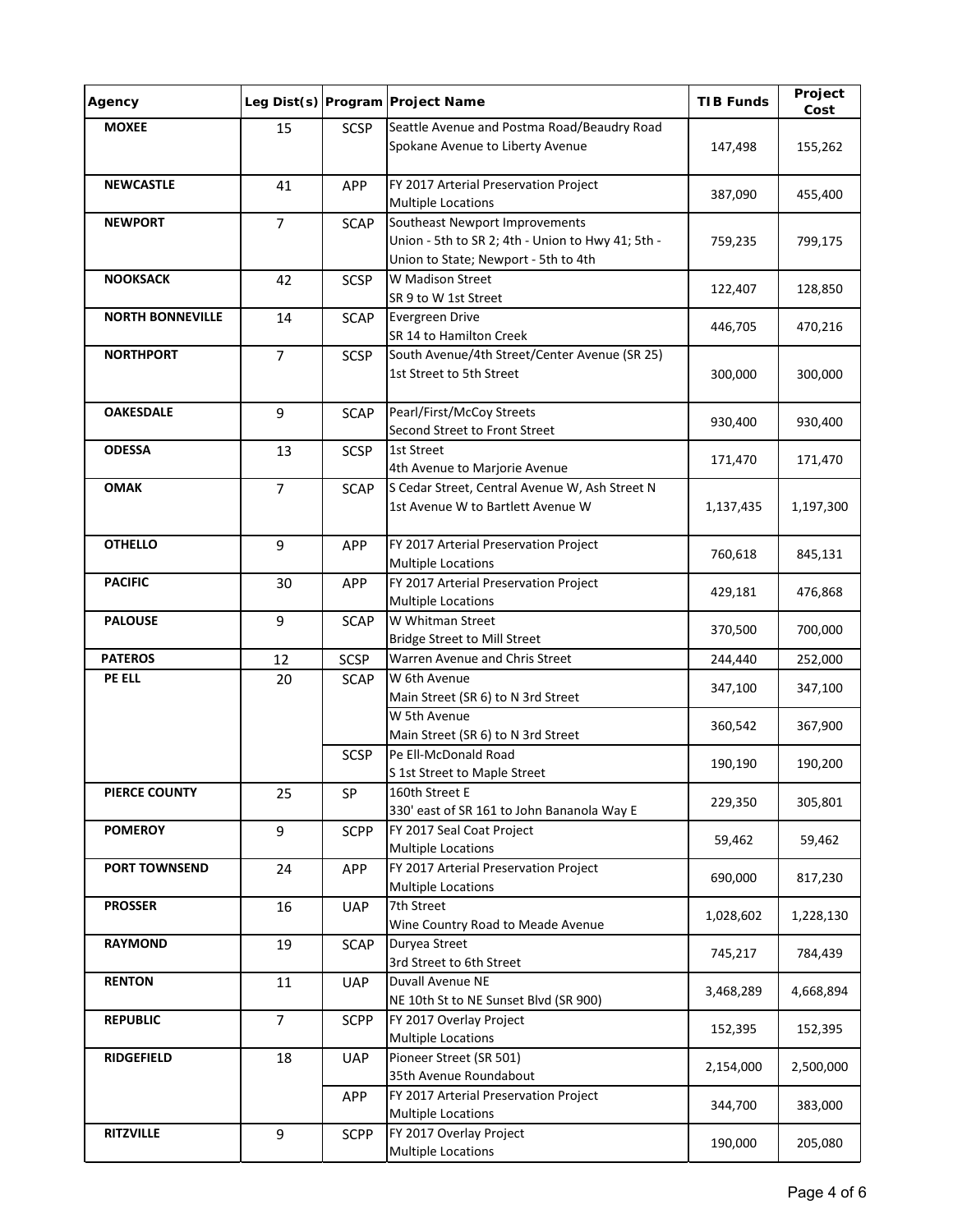| Agency | Leg Dist(s) | Program | Project Name | TIB Funds | Project Cost |
|---|---|---|---|---|---|
| **MOXEE** | 15 | SCSP | Seattle Avenue and Postma Road/Beaudry Road<br>Spokane Avenue to Liberty Avenue | 147,498 | 155,262 |
| **NEWCASTLE** | 41 | APP | FY 2017 Arterial Preservation Project<br>Multiple Locations | 387,090 | 455,400 |
| **NEWPORT** | 7 | SCAP | Southeast Newport Improvements<br>Union - 5th to SR 2; 4th - Union to Hwy 41; 5th - Union to State; Newport - 5th to 4th | 759,235 | 799,175 |
| **NOOKSACK** | 42 | SCSP | W Madison Street<br>SR 9 to W 1st Street | 122,407 | 128,850 |
| **NORTH BONNEVILLE** | 14 | SCAP | Evergreen Drive<br>SR 14 to Hamilton Creek | 446,705 | 470,216 |
| **NORTHPORT** | 7 | SCSP | South Avenue/4th Street/Center Avenue (SR 25)<br>1st Street to 5th Street | 300,000 | 300,000 |
| **OAKESDALE** | 9 | SCAP | Pearl/First/McCoy Streets<br>Second Street to Front Street | 930,400 | 930,400 |
| **ODESSA** | 13 | SCSP | 1st Street<br>4th Avenue to Marjorie Avenue | 171,470 | 171,470 |
| **OMAK** | 7 | SCAP | S Cedar Street, Central Avenue W, Ash Street N<br>1st Avenue W to Bartlett Avenue W | 1,137,435 | 1,197,300 |
| **OTHELLO** | 9 | APP | FY 2017 Arterial Preservation Project<br>Multiple Locations | 760,618 | 845,131 |
| **PACIFIC** | 30 | APP | FY 2017 Arterial Preservation Project<br>Multiple Locations | 429,181 | 476,868 |
| **PALOUSE** | 9 | SCAP | W Whitman Street<br>Bridge Street to Mill Street | 370,500 | 700,000 |
| **PATEROS** | 12 | SCSP | Warren Avenue and Chris Street | 244,440 | 252,000 |
| **PE ELL** | 20 | SCAP | W 6th Avenue<br>Main Street (SR 6) to N 3rd Street | 347,100 | 347,100 |
| | | | W 5th Avenue<br>Main Street (SR 6) to N 3rd Street | 360,542 | 367,900 |
| | | SCSP | Pe Ell-McDonald Road<br>S 1st Street to Maple Street | 190,190 | 190,200 |
| **PIERCE COUNTY** | 25 | SP | 160th Street E<br>330' east of SR 161 to John Bananola Way E | 229,350 | 305,801 |
| **POMEROY** | 9 | SCPP | FY 2017 Seal Coat Project<br>Multiple Locations | 59,462 | 59,462 |
| **PORT TOWNSEND** | 24 | APP | FY 2017 Arterial Preservation Project<br>Multiple Locations | 690,000 | 817,230 |
| **PROSSER** | 16 | UAP | 7th Street<br>Wine Country Road to Meade Avenue | 1,028,602 | 1,228,130 |
| **RAYMOND** | 19 | SCAP | Duryea Street<br>3rd Street to 6th Street | 745,217 | 784,439 |
| **RENTON** | 11 | UAP | Duvall Avenue NE<br>NE 10th St to NE Sunset Blvd (SR 900) | 3,468,289 | 4,668,894 |
| **REPUBLIC** | 7 | SCPP | FY 2017 Overlay Project<br>Multiple Locations | 152,395 | 152,395 |
| **RIDGEFIELD** | 18 | UAP | Pioneer Street (SR 501)<br>35th Avenue Roundabout | 2,154,000 | 2,500,000 |
| | | APP | FY 2017 Arterial Preservation Project<br>Multiple Locations | 344,700 | 383,000 |
| **RITZVILLE** | 9 | SCPP | FY 2017 Overlay Project<br>Multiple Locations | 190,000 | 205,080 |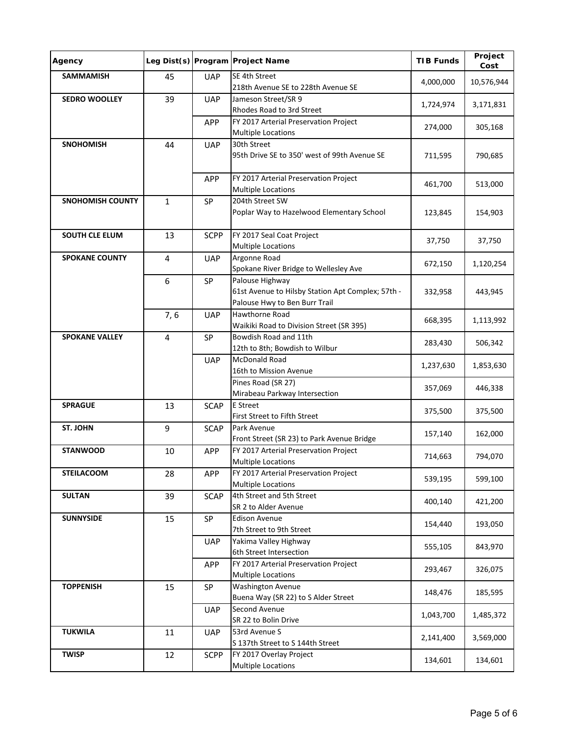| Agency | Leg Dist(s) | Program | Project Name | TIB Funds | Project Cost |
|---|---|---|---|---|---|
| **SAMMAMISH** | 45 | UAP | SE 4th Street<br>218th Avenue SE to 228th Avenue SE | 4,000,000 | 10,576,944 |
| **SEDRO WOOLLEY** | 39 | UAP | Jameson Street/SR 9<br>Rhodes Road to 3rd Street | 1,724,974 | 3,171,831 |
| | | APP | FY 2017 Arterial Preservation Project<br>Multiple Locations | 274,000 | 305,168 |
| **SNOHOMISH** | 44 | UAP | 30th Street<br>95th Drive SE to 350' west of 99th Avenue SE | 711,595 | 790,685 |
| | | APP | FY 2017 Arterial Preservation Project<br>Multiple Locations | 461,700 | 513,000 |
| **SNOHOMISH COUNTY** | 1 | SP | 204th Street SW<br>Poplar Way to Hazelwood Elementary School | 123,845 | 154,903 |
| **SOUTH CLE ELUM** | 13 | SCPP | FY 2017 Seal Coat Project<br>Multiple Locations | 37,750 | 37,750 |
| **SPOKANE COUNTY** | 4 | UAP | Argonne Road<br>Spokane River Bridge to Wellesley Ave | 672,150 | 1,120,254 |
| | 6 | SP | Palouse Highway<br>61st Avenue to Hilsby Station Apt Complex; 57th - Palouse Hwy to Ben Burr Trail | 332,958 | 443,945 |
| | 7, 6 | UAP | Hawthorne Road<br>Waikiki Road to Division Street (SR 395) | 668,395 | 1,113,992 |
| **SPOKANE VALLEY** | 4 | SP | Bowdish Road and 11th<br>12th to 8th; Bowdish to Wilbur | 283,430 | 506,342 |
| | | UAP | McDonald Road<br>16th to Mission Avenue | 1,237,630 | 1,853,630 |
| | | | Pines Road (SR 27)<br>Mirabeau Parkway Intersection | 357,069 | 446,338 |
| **SPRAGUE** | 13 | SCAP | E Street<br>First Street to Fifth Street | 375,500 | 375,500 |
| **ST. JOHN** | 9 | SCAP | Park Avenue<br>Front Street (SR 23) to Park Avenue Bridge | 157,140 | 162,000 |
| **STANWOOD** | 10 | APP | FY 2017 Arterial Preservation Project<br>Multiple Locations | 714,663 | 794,070 |
| **STEILACOOM** | 28 | APP | FY 2017 Arterial Preservation Project<br>Multiple Locations | 539,195 | 599,100 |
| **SULTAN** | 39 | SCAP | 4th Street and 5th Street<br>SR 2 to Alder Avenue | 400,140 | 421,200 |
| **SUNNYSIDE** | 15 | SP | Edison Avenue<br>7th Street to 9th Street | 154,440 | 193,050 |
| | | UAP | Yakima Valley Highway<br>6th Street Intersection | 555,105 | 843,970 |
| | | APP | FY 2017 Arterial Preservation Project<br>Multiple Locations | 293,467 | 326,075 |
| **TOPPENISH** | 15 | SP | Washington Avenue<br>Buena Way (SR 22) to S Alder Street | 148,476 | 185,595 |
| | | UAP | Second Avenue<br>SR 22 to Bolin Drive | 1,043,700 | 1,485,372 |
| **TUKWILA** | 11 | UAP | 53rd Avenue S<br>S 137th Street to S 144th Street | 2,141,400 | 3,569,000 |
| **TWISP** | 12 | SCPP | FY 2017 Overlay Project<br>Multiple Locations | 134,601 | 134,601 |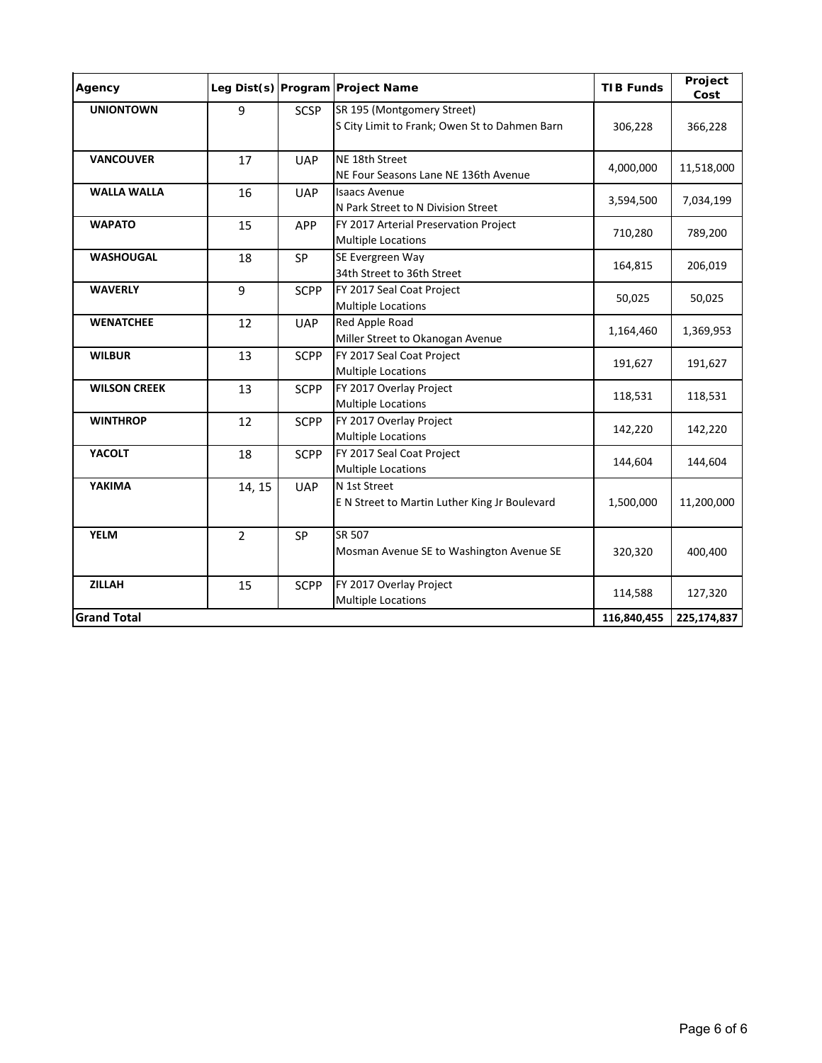| Agency | Leg Dist(s) | Program | Project Name | TIB Funds | Project Cost |
|---|---|---|---|---|---|
| **UNIONTOWN** | 9 | SCSP | SR 195 (Montgomery Street)<br>S City Limit to Frank; Owen St to Dahmen Barn | 306,228 | 366,228 |
| **VANCOUVER** | 17 | UAP | NE 18th Street<br>NE Four Seasons Lane NE 136th Avenue | 4,000,000 | 11,518,000 |
| **WALLA WALLA** | 16 | UAP | Isaacs Avenue<br>N Park Street to N Division Street | 3,594,500 | 7,034,199 |
| **WAPATO** | 15 | APP | FY 2017 Arterial Preservation Project<br>Multiple Locations | 710,280 | 789,200 |
| **WASHOUGAL** | 18 | SP | SE Evergreen Way<br>34th Street to 36th Street | 164,815 | 206,019 |
| **WAVERLY** | 9 | SCPP | FY 2017 Seal Coat Project<br>Multiple Locations | 50,025 | 50,025 |
| **WENATCHEE** | 12 | UAP | Red Apple Road<br>Miller Street to Okanogan Avenue | 1,164,460 | 1,369,953 |
| **WILBUR** | 13 | SCPP | FY 2017 Seal Coat Project<br>Multiple Locations | 191,627 | 191,627 |
| **WILSON CREEK** | 13 | SCPP | FY 2017 Overlay Project<br>Multiple Locations | 118,531 | 118,531 |
| **WINTHROP** | 12 | SCPP | FY 2017 Overlay Project<br>Multiple Locations | 142,220 | 142,220 |
| **YACOLT** | 18 | SCPP | FY 2017 Seal Coat Project<br>Multiple Locations | 144,604 | 144,604 |
| **YAKIMA** | 14, 15 | UAP | N 1st Street<br>E N Street to Martin Luther King Jr Boulevard | 1,500,000 | 11,200,000 |
| **YELM** | 2 | SP | SR 507<br>Mosman Avenue SE to Washington Avenue SE | 320,320 | 400,400 |
| **ZILLAH** | 15 | SCPP | FY 2017 Overlay Project<br>Multiple Locations | 114,588 | 127,320 |
| **Grand Total** | | | | **116,840,455** | **225,174,837** |